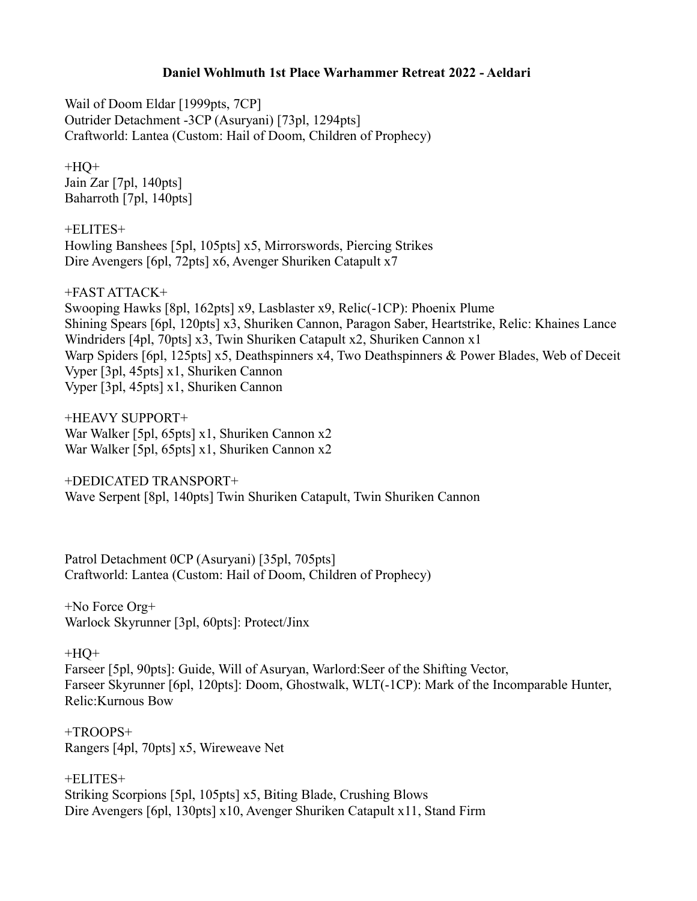**Daniel Wohlmuth 1st Place Warhammer Retreat 2022 - Aeldari**

Wail of Doom Eldar [1999pts, 7CP]
Outrider Detachment -3CP (Asuryani) [73pl, 1294pts]
Craftworld: Lantea (Custom: Hail of Doom, Children of Prophecy)

+HQ+
Jain Zar [7pl, 140pts]
Baharroth [7pl, 140pts]

+ELITES+
Howling Banshees [5pl, 105pts] x5, Mirrorswords, Piercing Strikes
Dire Avengers [6pl, 72pts] x6, Avenger Shuriken Catapult x7

+FAST ATTACK+
Swooping Hawks [8pl, 162pts] x9, Lasblaster x9, Relic(-1CP): Phoenix Plume
Shining Spears [6pl, 120pts] x3, Shuriken Cannon, Paragon Saber, Heartstrike, Relic: Khaines Lance
Windriders [4pl, 70pts] x3, Twin Shuriken Catapult x2, Shuriken Cannon x1
Warp Spiders [6pl, 125pts] x5, Deathspinners x4, Two Deathspinners & Power Blades, Web of Deceit
Vyper [3pl, 45pts] x1, Shuriken Cannon
Vyper [3pl, 45pts] x1, Shuriken Cannon

+HEAVY SUPPORT+
War Walker [5pl, 65pts] x1, Shuriken Cannon x2
War Walker [5pl, 65pts] x1, Shuriken Cannon x2

+DEDICATED TRANSPORT+
Wave Serpent [8pl, 140pts] Twin Shuriken Catapult, Twin Shuriken Cannon

Patrol Detachment 0CP (Asuryani) [35pl, 705pts]
Craftworld: Lantea (Custom: Hail of Doom, Children of Prophecy)

+No Force Org+
Warlock Skyrunner [3pl, 60pts]: Protect/Jinx

+HQ+
Farseer [5pl, 90pts]: Guide, Will of Asuryan, Warlord:Seer of the Shifting Vector,
Farseer Skyrunner [6pl, 120pts]: Doom, Ghostwalk, WLT(-1CP): Mark of the Incomparable Hunter, Relic:Kurnous Bow

+TROOPS+
Rangers [4pl, 70pts] x5, Wireweave Net

+ELITES+
Striking Scorpions [5pl, 105pts] x5, Biting Blade, Crushing Blows
Dire Avengers [6pl, 130pts] x10, Avenger Shuriken Catapult x11, Stand Firm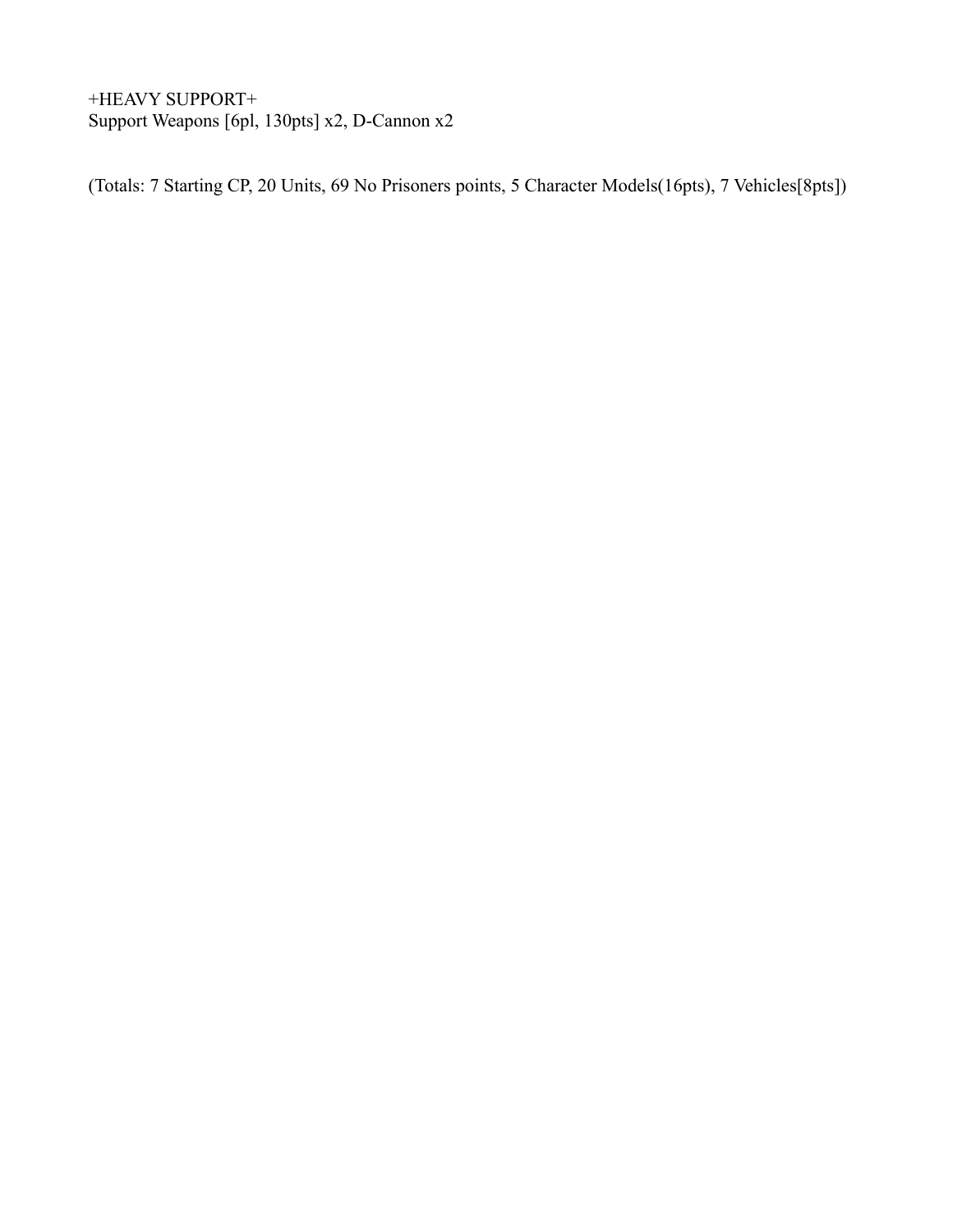+HEAVY SUPPORT+
Support Weapons [6pl, 130pts] x2, D-Cannon x2

(Totals: 7 Starting CP, 20 Units, 69 No Prisoners points, 5 Character Models(16pts), 7 Vehicles[8pts])